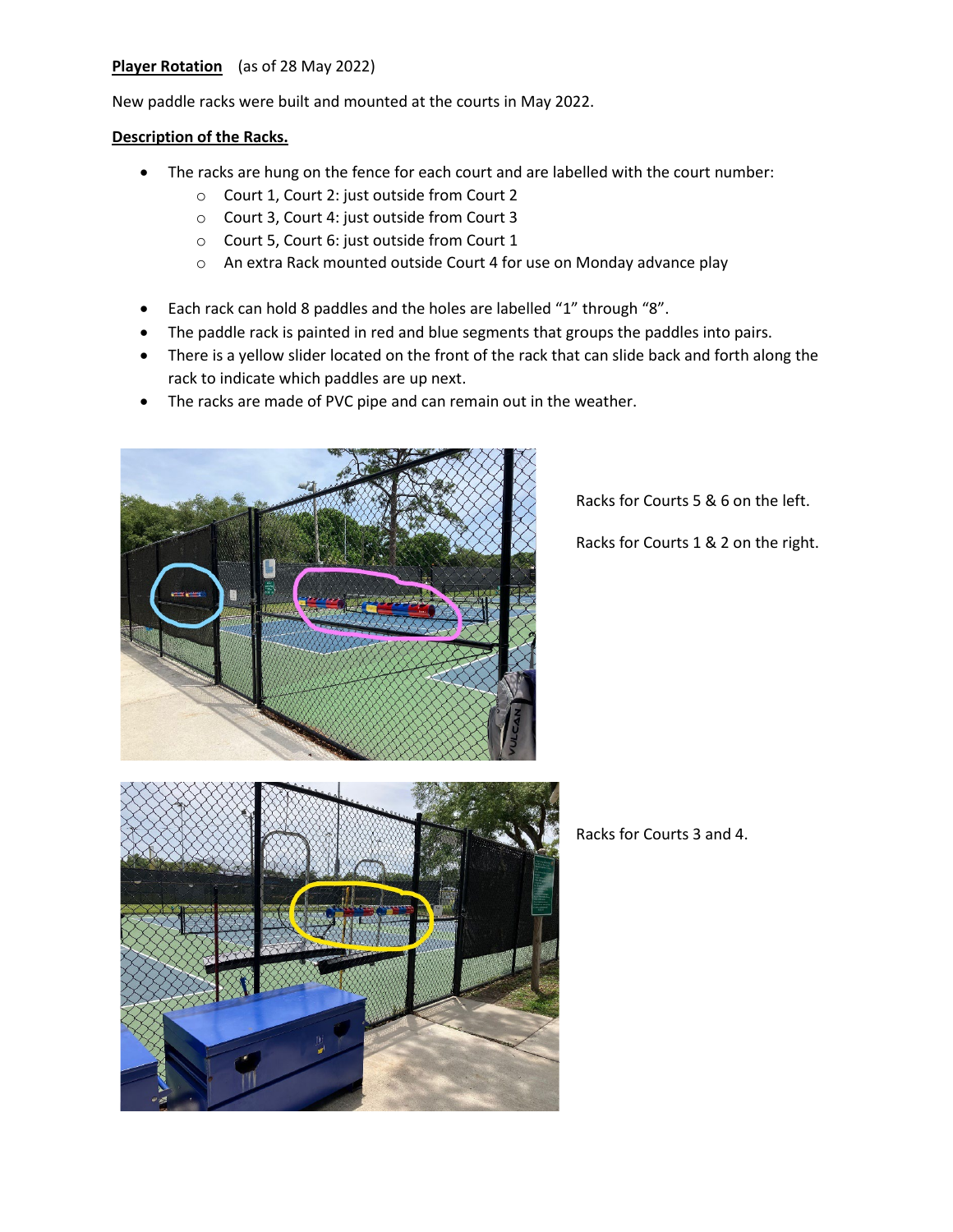**Player Rotation** (as of 28 May 2022)

New paddle racks were built and mounted at the courts in May 2022.

**Description of the Racks.**

- The racks are hung on the fence for each court and are labelled with the court number:
  - Court 1, Court 2: just outside from Court 2
  - Court 3, Court 4: just outside from Court 3
  - Court 5, Court 6: just outside from Court 1
  - An extra Rack mounted outside Court 4 for use on Monday advance play

- Each rack can hold 8 paddles and the holes are labelled "1" through "8".
- The paddle rack is painted in red and blue segments that groups the paddles into pairs.
- There is a yellow slider located on the front of the rack that can slide back and forth along the rack to indicate which paddles are up next.
- The racks are made of PVC pipe and can remain out in the weather.

Racks for Courts 5 & 6 on the left.

Racks for Courts 1 & 2 on the right.

Racks for Courts 3 and 4.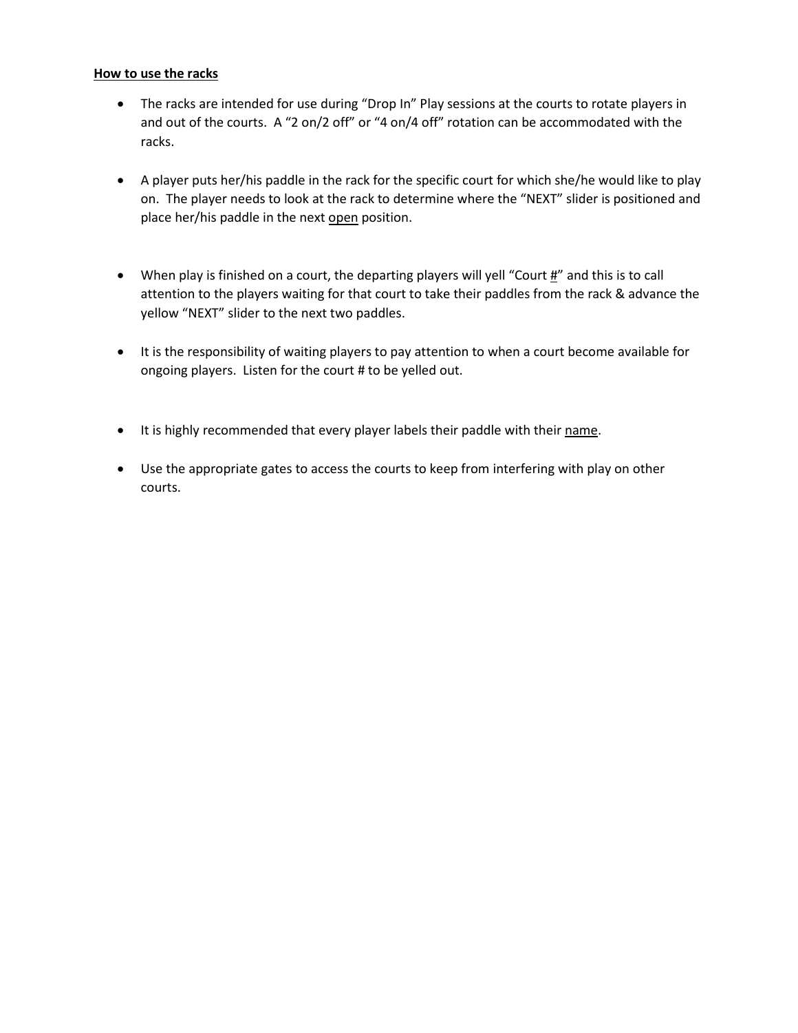**<u>How to use the racks</u>**

- The racks are intended for use during "Drop In" Play sessions at the courts to rotate players in and out of the courts. A "2 on/2 off" or "4 on/4 off" rotation can be accommodated with the racks.

- A player puts her/his paddle in the rack for the specific court for which she/he would like to play on. The player needs to look at the rack to determine where the "NEXT" slider is positioned and place her/his paddle in the next <u>open</u> position.

- When play is finished on a court, the departing players will yell "Court <u>#</u>" and this is to call attention to the players waiting for that court to take their paddles from the rack & advance the yellow "NEXT" slider to the next two paddles.

- It is the responsibility of waiting players to pay attention to when a court become available for ongoing players. Listen for the court # to be yelled out.

- It is highly recommended that every player labels their paddle with their <u>name</u>.

- Use the appropriate gates to access the courts to keep from interfering with play on other courts.